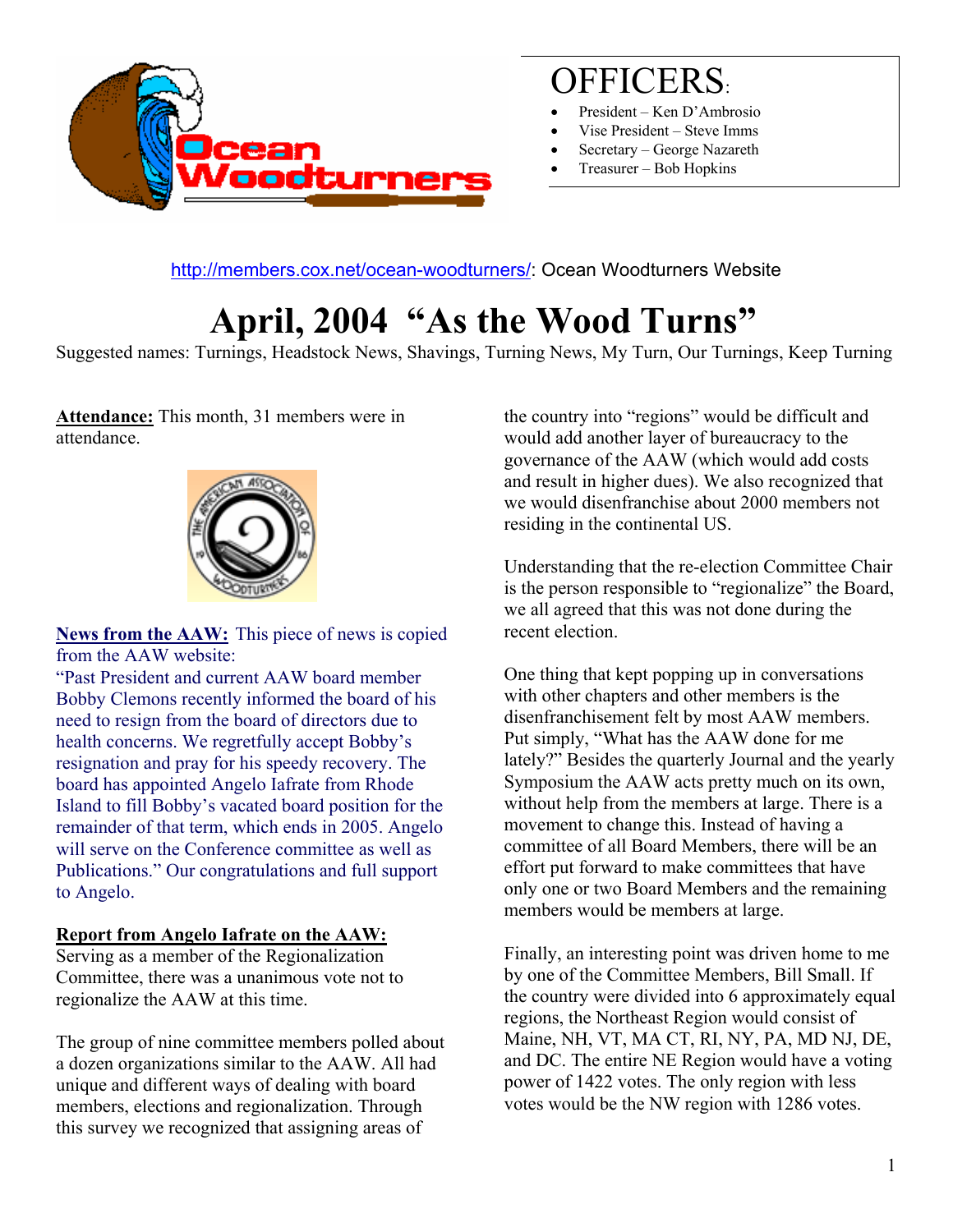# OFFICERS:

- President – Ken D'Ambrosio
- Vise President – Steve Imms
- Secretary – George Nazareth
- Treasurer – Bob Hopkins

http://members.cox.net/ocean-woodturners/: Ocean Woodturners Website

# April, 2004 "As the Wood Turns"

Suggested names: Turnings, Headstock News, Shavings, Turning News, My Turn, Our Turnings, Keep Turning

**Attendance:** This month, 31 members were in attendance.

**News from the AAW:** This piece of news is copied from the AAW website:
"Past President and current AAW board member Bobby Clemons recently informed the board of his need to resign from the board of directors due to health concerns. We regretfully accept Bobby's resignation and pray for his speedy recovery. The board has appointed Angelo Iafrate from Rhode Island to fill Bobby's vacated board position for the remainder of that term, which ends in 2005. Angelo will serve on the Conference committee as well as Publications." Our congratulations and full support to Angelo.

**Report from Angelo Iafrate on the AAW:**
Serving as a member of the Regionalization Committee, there was a unanimous vote not to regionalize the AAW at this time.

The group of nine committee members polled about a dozen organizations similar to the AAW. All had unique and different ways of dealing with board members, elections and regionalization. Through this survey we recognized that assigning areas of the country into "regions" would be difficult and would add another layer of bureaucracy to the governance of the AAW (which would add costs and result in higher dues). We also recognized that we would disenfranchise about 2000 members not residing in the continental US.

Understanding that the re-election Committee Chair is the person responsible to "regionalize" the Board, we all agreed that this was not done during the recent election.

One thing that kept popping up in conversations with other chapters and other members is the disenfranchisement felt by most AAW members. Put simply, "What has the AAW done for me lately?" Besides the quarterly Journal and the yearly Symposium the AAW acts pretty much on its own, without help from the members at large. There is a movement to change this. Instead of having a committee of all Board Members, there will be an effort put forward to make committees that have only one or two Board Members and the remaining members would be members at large.

Finally, an interesting point was driven home to me by one of the Committee Members, Bill Small. If the country were divided into 6 approximately equal regions, the Northeast Region would consist of Maine, NH, VT, MA CT, RI, NY, PA, MD NJ, DE, and DC. The entire NE Region would have a voting power of 1422 votes. The only region with less votes would be the NW region with 1286 votes.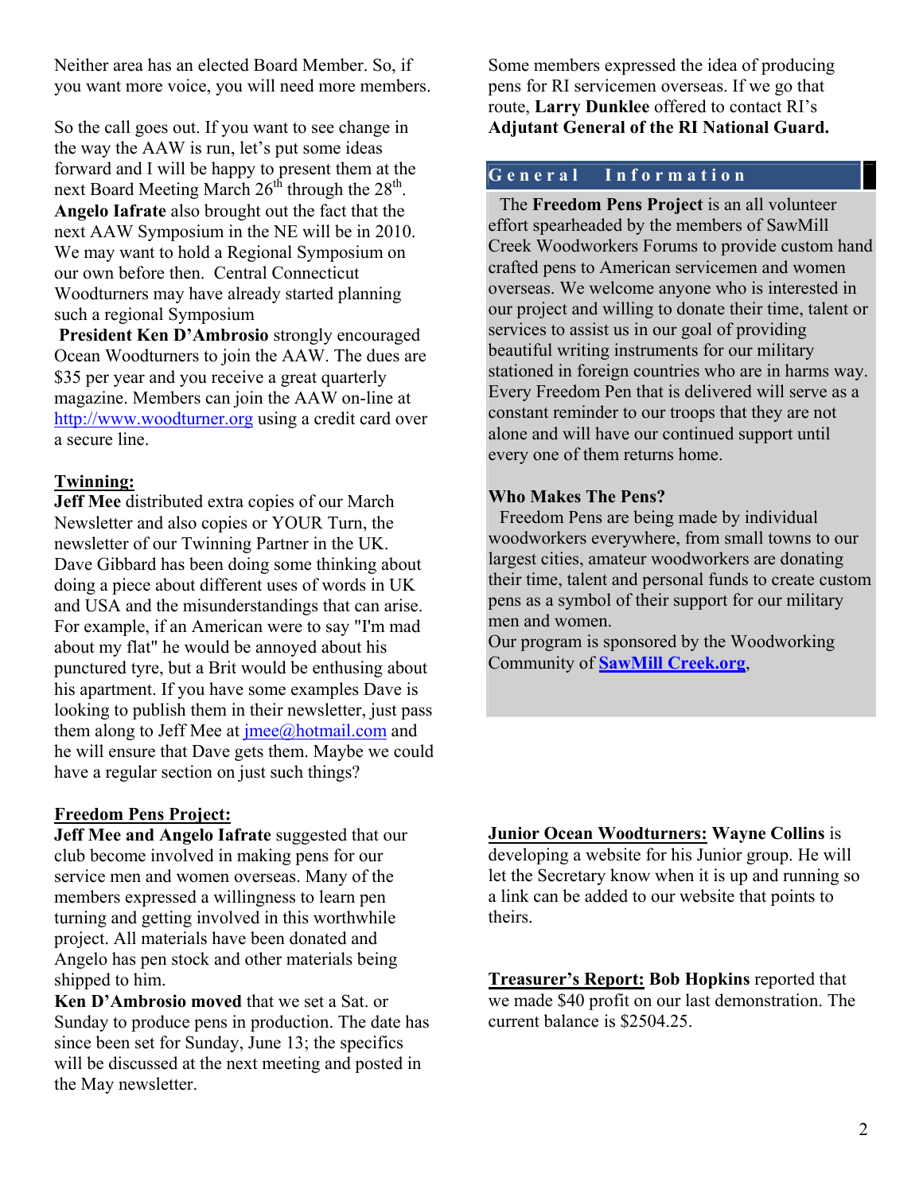Neither area has an elected Board Member. So, if you want more voice, you will need more members.

So the call goes out. If you want to see change in the way the AAW is run, let's put some ideas forward and I will be happy to present them at the next Board Meeting March 26th through the 28th. **Angelo Iafrate** also brought out the fact that the next AAW Symposium in the NE will be in 2010. We may want to hold a Regional Symposium on our own before then. Central Connecticut Woodturners may have already started planning such a regional Symposium

**President Ken D'Ambrosio** strongly encouraged Ocean Woodturners to join the AAW. The dues are $35 per year and you receive a great quarterly magazine. Members can join the AAW on-line at http://www.woodturner.org using a credit card over a secure line.

**Twinning:**
**Jeff Mee** distributed extra copies of our March Newsletter and also copies or YOUR Turn, the newsletter of our Twinning Partner in the UK. Dave Gibbard has been doing some thinking about doing a piece about different uses of words in UK and USA and the misunderstandings that can arise. For example, if an American were to say "I'm mad about my flat" he would be annoyed about his punctured tyre, but a Brit would be enthusing about his apartment. If you have some examples Dave is looking to publish them in their newsletter, just pass them along to Jeff Mee at jmee@hotmail.com and he will ensure that Dave gets them. Maybe we could have a regular section on just such things?

**Freedom Pens Project:**
**Jeff Mee and Angelo Iafrate** suggested that our club become involved in making pens for our service men and women overseas. Many of the members expressed a willingness to learn pen turning and getting involved in this worthwhile project. All materials have been donated and Angelo has pen stock and other materials being shipped to him.
**Ken D'Ambrosio moved** that we set a Sat. or Sunday to produce pens in production. The date has since been set for Sunday, June 13; the specifics will be discussed at the next meeting and posted in the May newsletter.

Some members expressed the idea of producing pens for RI servicemen overseas. If we go that route, **Larry Dunklee** offered to contact RI's **Adjutant General of the RI National Guard.**

## General Information

The **Freedom Pens Project** is an all volunteer effort spearheaded by the members of SawMill Creek Woodworkers Forums to provide custom hand crafted pens to American servicemen and women overseas. We welcome anyone who is interested in our project and willing to donate their time, talent or services to assist us in our goal of providing beautiful writing instruments for our military stationed in foreign countries who are in harms way. Every Freedom Pen that is delivered will serve as a constant reminder to our troops that they are not alone and will have our continued support until every one of them returns home.

**Who Makes The Pens?**
Freedom Pens are being made by individual woodworkers everywhere, from small towns to our largest cities, amateur woodworkers are donating their time, talent and personal funds to create custom pens as a symbol of their support for our military men and women.
Our program is sponsored by the Woodworking Community of **SawMill Creek.org**,

**Junior Ocean Woodturners:** **Wayne Collins** is developing a website for his Junior group. He will let the Secretary know when it is up and running so a link can be added to our website that points to theirs.

**Treasurer's Report:** **Bob Hopkins** reported that we made $40 profit on our last demonstration. The current balance is $2504.25.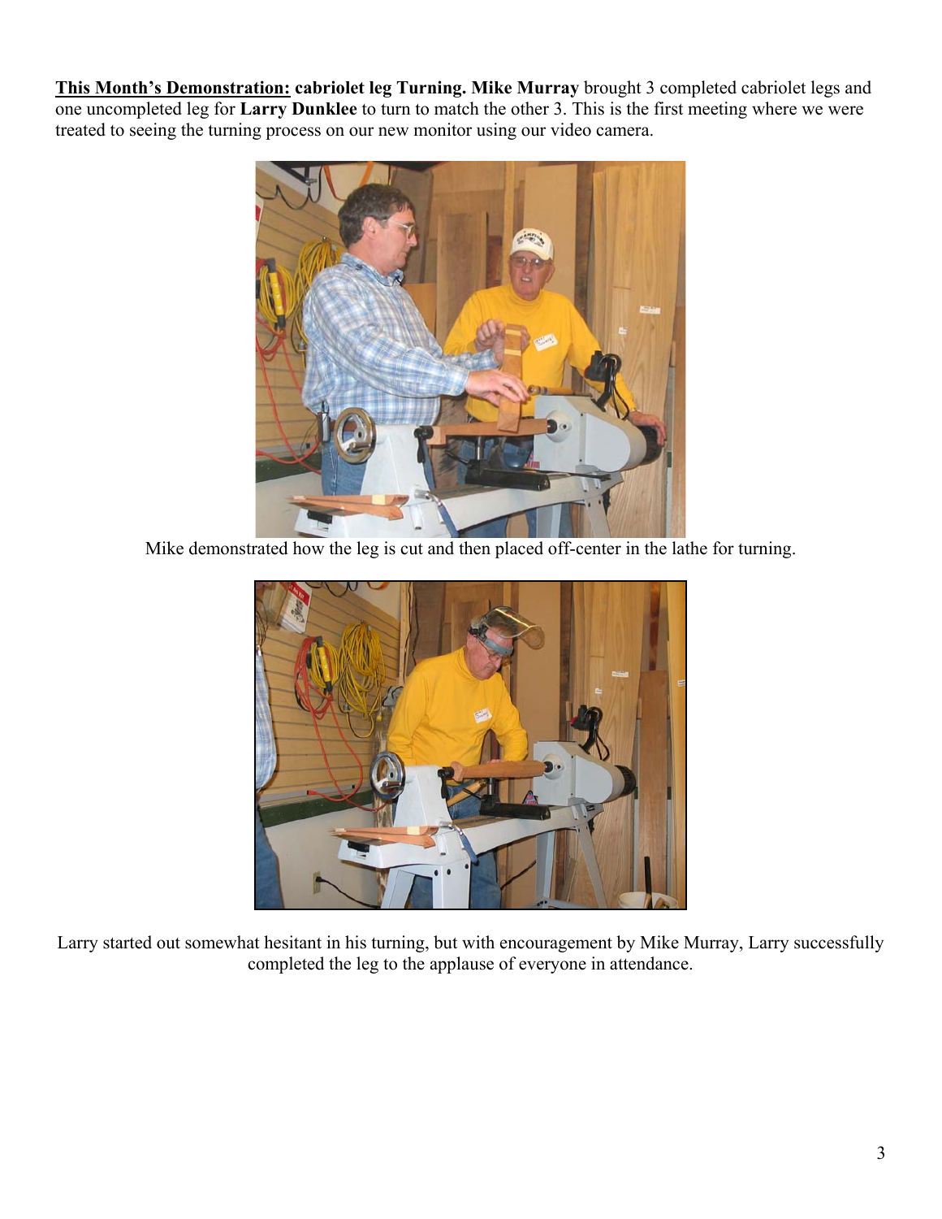**<u>This Month's Demonstration:</u> cabriolet leg Turning. Mike Murray** brought 3 completed cabriolet legs and one uncompleted leg for **Larry Dunklee** to turn to match the other 3. This is the first meeting where we were treated to seeing the turning process on our new monitor using our video camera.

Mike demonstrated how the leg is cut and then placed off-center in the lathe for turning.

Larry started out somewhat hesitant in his turning, but with encouragement by Mike Murray, Larry successfully completed the leg to the applause of everyone in attendance.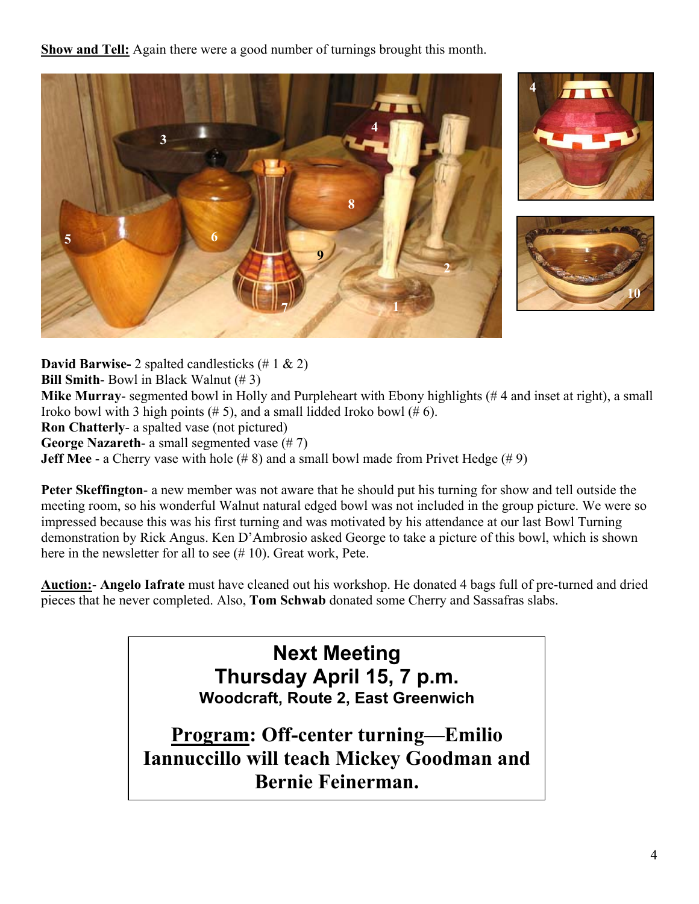**<u>Show and Tell:</u>** Again there were a good number of turnings brought this month.

**David Barwise-** 2 spalted candlesticks (# 1 & 2)
**Bill Smith**- Bowl in Black Walnut (# 3)
**Mike Murray**- segmented bowl in Holly and Purpleheart with Ebony highlights (# 4 and inset at right), a small Iroko bowl with 3 high points (# 5), and a small lidded Iroko bowl (# 6).
**Ron Chatterly**- a spalted vase (not pictured)
**George Nazareth**- a small segmented vase (# 7)
**Jeff Mee** - a Cherry vase with hole (# 8) and a small bowl made from Privet Hedge (# 9)

**Peter Skeffington**- a new member was not aware that he should put his turning for show and tell outside the meeting room, so his wonderful Walnut natural edged bowl was not included in the group picture. We were so impressed because this was his first turning and was motivated by his attendance at our last Bowl Turning demonstration by Rick Angus. Ken D'Ambrosio asked George to take a picture of this bowl, which is shown here in the newsletter for all to see (# 10). Great work, Pete.

**<u>Auction:</u>**- **Angelo Iafrate** must have cleaned out his workshop. He donated 4 bags full of pre-turned and dried pieces that he never completed. Also, **Tom Schwab** donated some Cherry and Sassafras slabs.

## Next Meeting
## Thursday April 15, 7 p.m.
**Woodcraft, Route 2, East Greenwich**

**<u>Program</u>: Off-center turning—Emilio Iannuccillo will teach Mickey Goodman and Bernie Feinerman.**